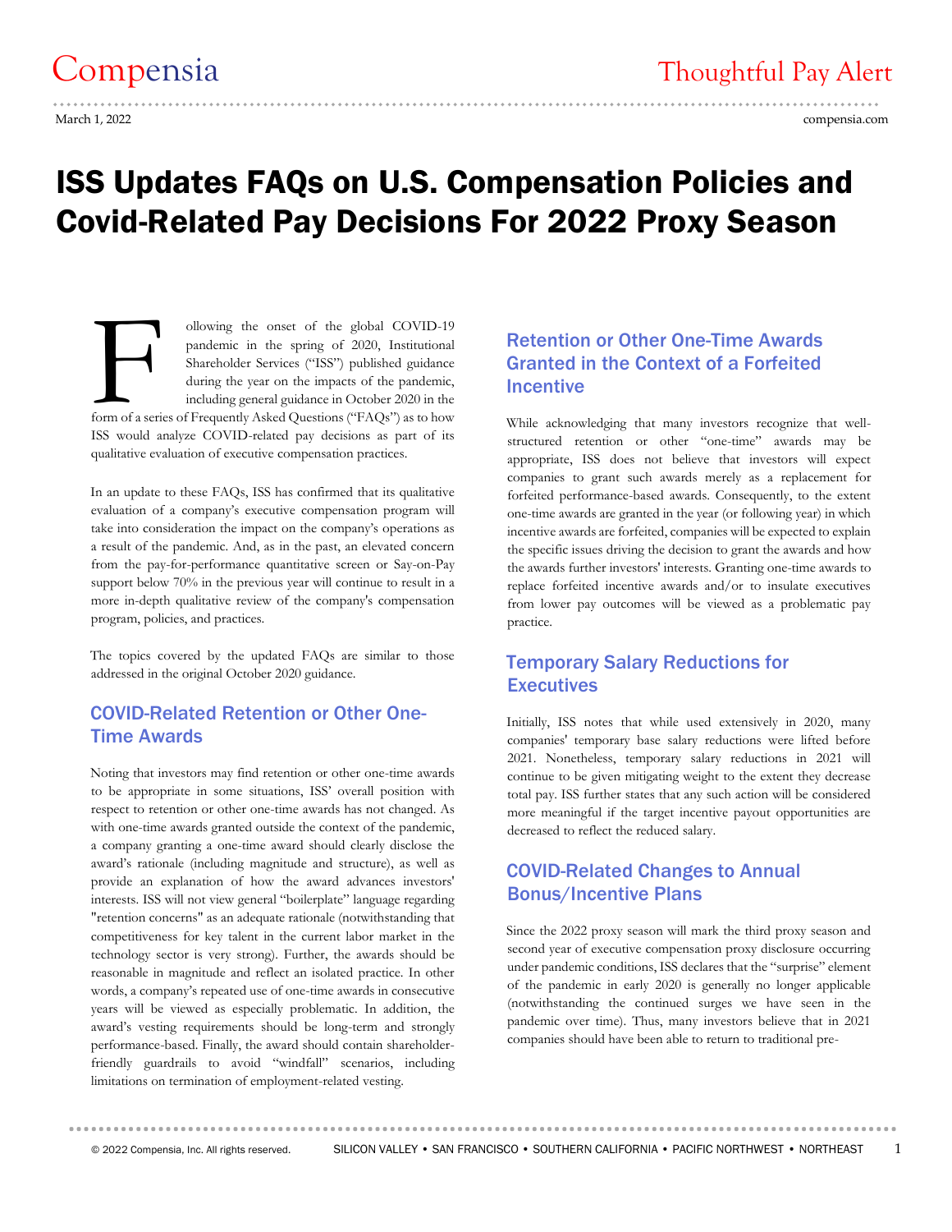Compensia | Thoughtful Pay Alert

March 1, 2022 | compensia.com

# ISS Updates FAQs on U.S. Compensation Policies and Covid-Related Pay Decisions For 2022 Proxy Season

Following the onset of the global COVID-19 pandemic in the spring of 2020, Institutional Shareholder Services ("ISS") published guidance during the year on the impacts of the pandemic, including general guidance in October 2020 in the form of a series of Frequently Asked Questions ("FAQs") as to how ISS would analyze COVID-related pay decisions as part of its qualitative evaluation of executive compensation practices.

In an update to these FAQs, ISS has confirmed that its qualitative evaluation of a company's executive compensation program will take into consideration the impact on the company's operations as a result of the pandemic. And, as in the past, an elevated concern from the pay-for-performance quantitative screen or Say-on-Pay support below 70% in the previous year will continue to result in a more in-depth qualitative review of the company's compensation program, policies, and practices.

The topics covered by the updated FAQs are similar to those addressed in the original October 2020 guidance.

## COVID-Related Retention or Other One-Time Awards

Noting that investors may find retention or other one-time awards to be appropriate in some situations, ISS' overall position with respect to retention or other one-time awards has not changed. As with one-time awards granted outside the context of the pandemic, a company granting a one-time award should clearly disclose the award's rationale (including magnitude and structure), as well as provide an explanation of how the award advances investors' interests. ISS will not view general "boilerplate" language regarding "retention concerns" as an adequate rationale (notwithstanding that competitiveness for key talent in the current labor market in the technology sector is very strong). Further, the awards should be reasonable in magnitude and reflect an isolated practice. In other words, a company's repeated use of one-time awards in consecutive years will be viewed as especially problematic. In addition, the award's vesting requirements should be long-term and strongly performance-based. Finally, the award should contain shareholder-friendly guardrails to avoid "windfall" scenarios, including limitations on termination of employment-related vesting.

## Retention or Other One-Time Awards Granted in the Context of a Forfeited Incentive

While acknowledging that many investors recognize that well-structured retention or other "one-time" awards may be appropriate, ISS does not believe that investors will expect companies to grant such awards merely as a replacement for forfeited performance-based awards. Consequently, to the extent one-time awards are granted in the year (or following year) in which incentive awards are forfeited, companies will be expected to explain the specific issues driving the decision to grant the awards and how the awards further investors' interests. Granting one-time awards to replace forfeited incentive awards and/or to insulate executives from lower pay outcomes will be viewed as a problematic pay practice.

## Temporary Salary Reductions for Executives

Initially, ISS notes that while used extensively in 2020, many companies' temporary base salary reductions were lifted before 2021. Nonetheless, temporary salary reductions in 2021 will continue to be given mitigating weight to the extent they decrease total pay. ISS further states that any such action will be considered more meaningful if the target incentive payout opportunities are decreased to reflect the reduced salary.

## COVID-Related Changes to Annual Bonus/Incentive Plans

Since the 2022 proxy season will mark the third proxy season and second year of executive compensation proxy disclosure occurring under pandemic conditions, ISS declares that the "surprise" element of the pandemic in early 2020 is generally no longer applicable (notwithstanding the continued surges we have seen in the pandemic over time). Thus, many investors believe that in 2021 companies should have been able to return to traditional pre-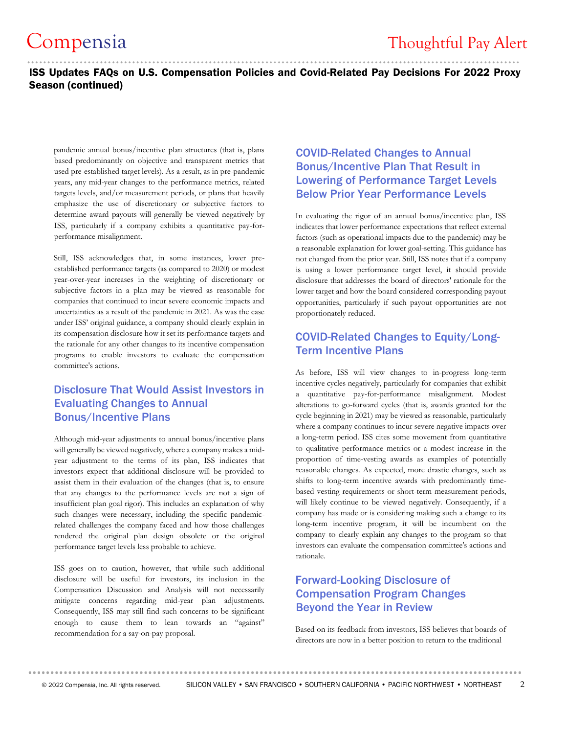pandemic annual bonus/incentive plan structures (that is, plans based predominantly on objective and transparent metrics that used pre-established target levels). As a result, as in pre-pandemic years, any mid-year changes to the performance metrics, related targets levels, and/or measurement periods, or plans that heavily emphasize the use of discretionary or subjective factors to determine award payouts will generally be viewed negatively by ISS, particularly if a company exhibits a quantitative pay-for-performance misalignment.

Still, ISS acknowledges that, in some instances, lower pre-established performance targets (as compared to 2020) or modest year-over-year increases in the weighting of discretionary or subjective factors in a plan may be viewed as reasonable for companies that continued to incur severe economic impacts and uncertainties as a result of the pandemic in 2021. As was the case under ISS' original guidance, a company should clearly explain in its compensation disclosure how it set its performance targets and the rationale for any other changes to its incentive compensation programs to enable investors to evaluate the compensation committee's actions.

## Disclosure That Would Assist Investors in Evaluating Changes to Annual Bonus/Incentive Plans

Although mid-year adjustments to annual bonus/incentive plans will generally be viewed negatively, where a company makes a mid-year adjustment to the terms of its plan, ISS indicates that investors expect that additional disclosure will be provided to assist them in their evaluation of the changes (that is, to ensure that any changes to the performance levels are not a sign of insufficient plan goal rigor). This includes an explanation of why such changes were necessary, including the specific pandemic-related challenges the company faced and how those challenges rendered the original plan design obsolete or the original performance target levels less probable to achieve.

ISS goes on to caution, however, that while such additional disclosure will be useful for investors, its inclusion in the Compensation Discussion and Analysis will not necessarily mitigate concerns regarding mid-year plan adjustments. Consequently, ISS may still find such concerns to be significant enough to cause them to lean towards an "against" recommendation for a say-on-pay proposal.

## COVID-Related Changes to Annual Bonus/Incentive Plan That Result in Lowering of Performance Target Levels Below Prior Year Performance Levels

In evaluating the rigor of an annual bonus/incentive plan, ISS indicates that lower performance expectations that reflect external factors (such as operational impacts due to the pandemic) may be a reasonable explanation for lower goal-setting. This guidance has not changed from the prior year. Still, ISS notes that if a company is using a lower performance target level, it should provide disclosure that addresses the board of directors' rationale for the lower target and how the board considered corresponding payout opportunities, particularly if such payout opportunities are not proportionately reduced.

## COVID-Related Changes to Equity/Long-Term Incentive Plans

As before, ISS will view changes to in-progress long-term incentive cycles negatively, particularly for companies that exhibit a quantitative pay-for-performance misalignment. Modest alterations to go-forward cycles (that is, awards granted for the cycle beginning in 2021) may be viewed as reasonable, particularly where a company continues to incur severe negative impacts over a long-term period. ISS cites some movement from quantitative to qualitative performance metrics or a modest increase in the proportion of time-vesting awards as examples of potentially reasonable changes. As expected, more drastic changes, such as shifts to long-term incentive awards with predominantly time-based vesting requirements or short-term measurement periods, will likely continue to be viewed negatively. Consequently, if a company has made or is considering making such a change to its long-term incentive program, it will be incumbent on the company to clearly explain any changes to the program so that investors can evaluate the compensation committee's actions and rationale.

## Forward-Looking Disclosure of Compensation Program Changes Beyond the Year in Review

Based on its feedback from investors, ISS believes that boards of directors are now in a better position to return to the traditional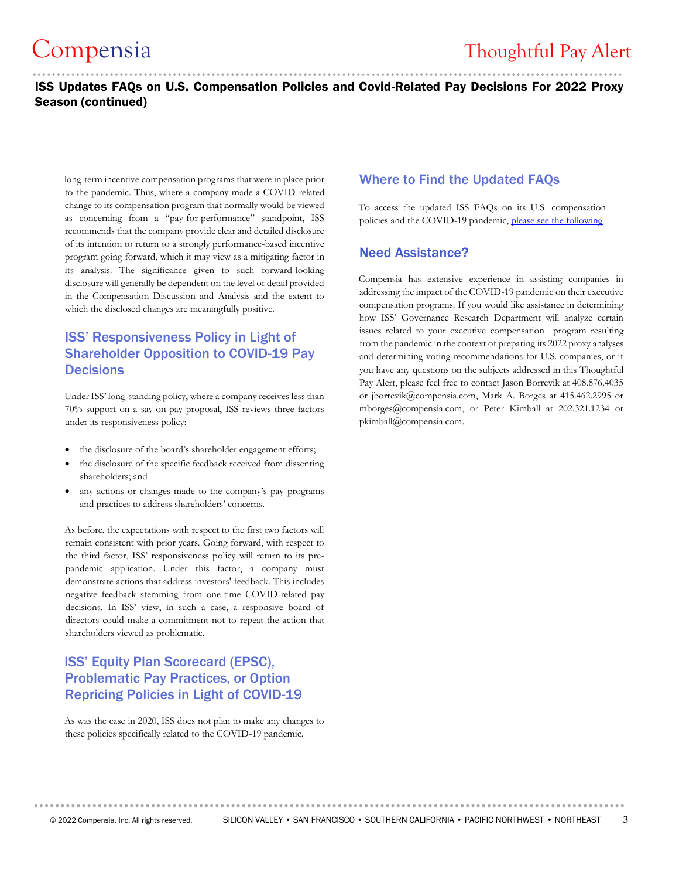long-term incentive compensation programs that were in place prior to the pandemic. Thus, where a company made a COVID-related change to its compensation program that normally would be viewed as concerning from a "pay-for-performance" standpoint, ISS recommends that the company provide clear and detailed disclosure of its intention to return to a strongly performance-based incentive program going forward, which it may view as a mitigating factor in its analysis. The significance given to such forward-looking disclosure will generally be dependent on the level of detail provided in the Compensation Discussion and Analysis and the extent to which the disclosed changes are meaningfully positive.

## ISS' Responsiveness Policy in Light of Shareholder Opposition to COVID-19 Pay Decisions

Under ISS' long-standing policy, where a company receives less than 70% support on a say-on-pay proposal, ISS reviews three factors under its responsiveness policy:

- the disclosure of the board's shareholder engagement efforts;
- the disclosure of the specific feedback received from dissenting shareholders; and
- any actions or changes made to the company's pay programs and practices to address shareholders' concerns.

As before, the expectations with respect to the first two factors will remain consistent with prior years. Going forward, with respect to the third factor, ISS' responsiveness policy will return to its pre-pandemic application. Under this factor, a company must demonstrate actions that address investors' feedback. This includes negative feedback stemming from one-time COVID-related pay decisions. In ISS' view, in such a case, a responsive board of directors could make a commitment not to repeat the action that shareholders viewed as problematic.

## ISS' Equity Plan Scorecard (EPSC), Problematic Pay Practices, or Option Repricing Policies in Light of COVID-19

As was the case in 2020, ISS does not plan to make any changes to these policies specifically related to the COVID-19 pandemic.

## Where to Find the Updated FAQs

To access the updated ISS FAQs on its U.S. compensation policies and the COVID-19 pandemic, please see the following

## Need Assistance?

Compensia has extensive experience in assisting companies in addressing the impact of the COVID-19 pandemic on their executive compensation programs. If you would like assistance in determining how ISS' Governance Research Department will analyze certain issues related to your executive compensation program resulting from the pandemic in the context of preparing its 2022 proxy analyses and determining voting recommendations for U.S. companies, or if you have any questions on the subjects addressed in this Thoughtful Pay Alert, please feel free to contact Jason Borrevik at 408.876.4035 or jborrevik@compensia.com, Mark A. Borges at 415.462.2995 or mborges@compensia.com, or Peter Kimball at 202.321.1234 or pkimball@compensia.com.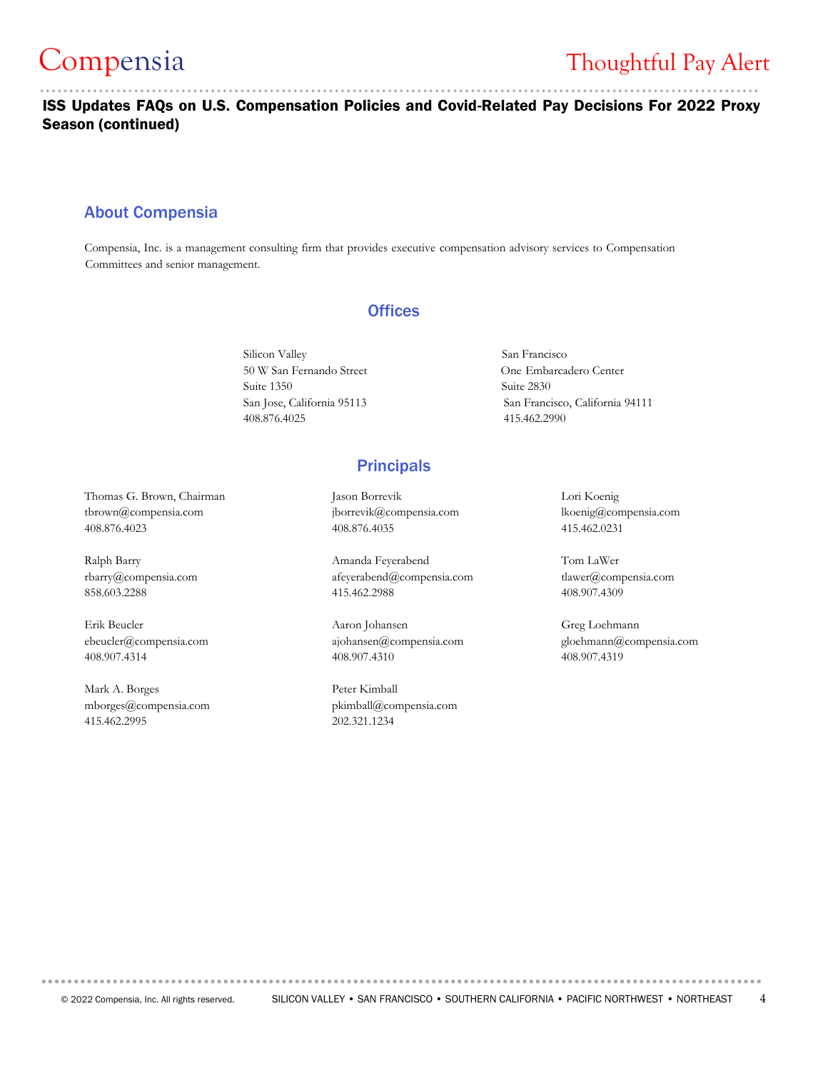## ISS Updates FAQs on U.S. Compensation Policies and Covid-Related Pay Decisions For 2022 Proxy Season (continued)

### About Compensia

Compensia, Inc. is a management consulting firm that provides executive compensation advisory services to Compensation Committees and senior management.

### Offices

Silicon Valley
50 W San Fernando Street
Suite 1350
San Jose, California 95113
408.876.4025

San Francisco
One Embarcadero Center
Suite 2830
San Francisco, California 94111
415.462.2990

### Principals

Thomas G. Brown, Chairman
tbrown@compensia.com
408.876.4023

Ralph Barry
rbarry@compensia.com
858.603.2288

Erik Beucler
ebeucler@compensia.com
408.907.4314

Mark A. Borges
mborges@compensia.com
415.462.2995

Jason Borrevik
jborrevik@compensia.com
408.876.4035

Amanda Feyerabend
afeyerabend@compensia.com
415.462.2988

Aaron Johansen
ajohansen@compensia.com
408.907.4310

Peter Kimball
pkimball@compensia.com
202.321.1234

Lori Koenig
lkoenig@compensia.com
415.462.0231

Tom LaWer
tlawer@compensia.com
408.907.4309

Greg Loehmann
gloehmann@compensia.com
408.907.4319

© 2022 Compensia, Inc. All rights reserved.

SILICON VALLEY • SAN FRANCISCO • SOUTHERN CALIFORNIA • PACIFIC NORTHWEST • NORTHEAST